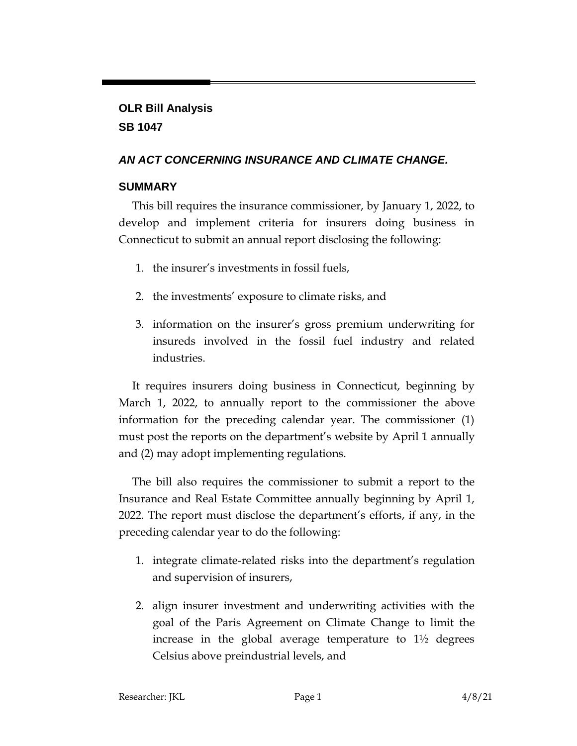**OLR Bill Analysis**
**SB 1047**

## *AN ACT CONCERNING INSURANCE AND CLIMATE CHANGE.*

### SUMMARY

This bill requires the insurance commissioner, by January 1, 2022, to develop and implement criteria for insurers doing business in Connecticut to submit an annual report disclosing the following:

1. the insurer's investments in fossil fuels,
2. the investments' exposure to climate risks, and
3. information on the insurer's gross premium underwriting for insureds involved in the fossil fuel industry and related industries.

It requires insurers doing business in Connecticut, beginning by March 1, 2022, to annually report to the commissioner the above information for the preceding calendar year. The commissioner (1) must post the reports on the department's website by April 1 annually and (2) may adopt implementing regulations.

The bill also requires the commissioner to submit a report to the Insurance and Real Estate Committee annually beginning by April 1, 2022. The report must disclose the department's efforts, if any, in the preceding calendar year to do the following:

1. integrate climate-related risks into the department's regulation and supervision of insurers,
2. align insurer investment and underwriting activities with the goal of the Paris Agreement on Climate Change to limit the increase in the global average temperature to 1½ degrees Celsius above preindustrial levels, and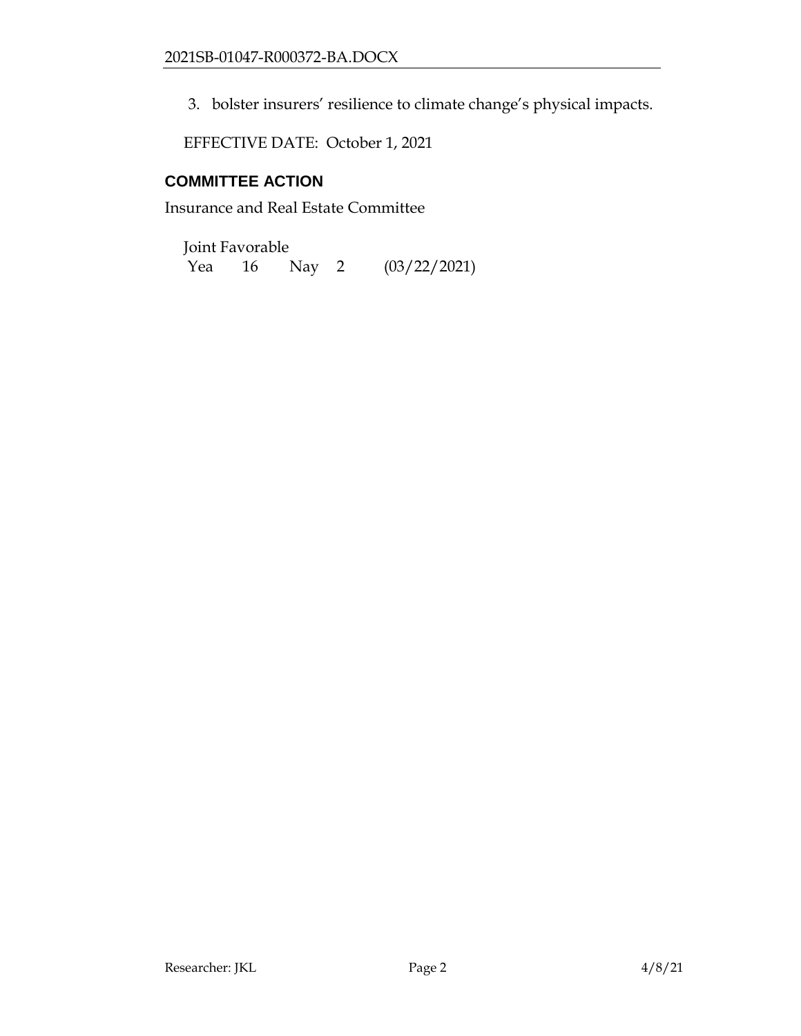3. bolster insurers' resilience to climate change's physical impacts.

EFFECTIVE DATE: October 1, 2021

## COMMITTEE ACTION

Insurance and Real Estate Committee

Joint Favorable
Yea 16 Nay 2 (03/22/2021)